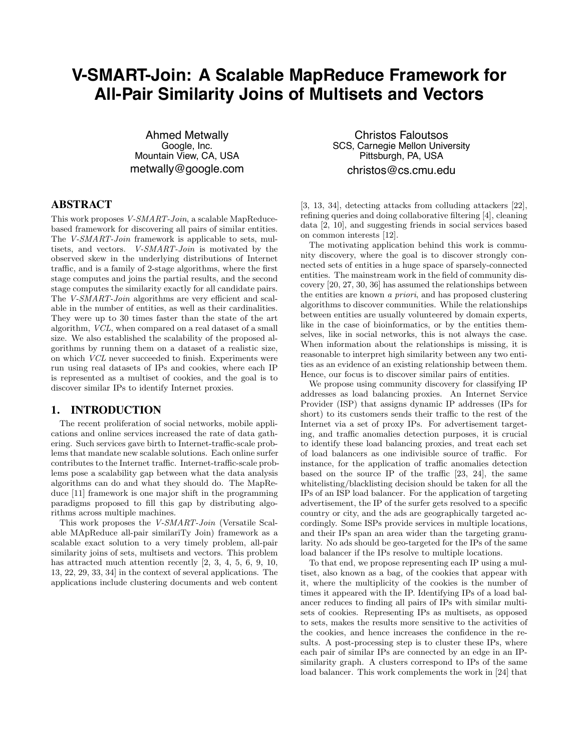# V-SMART-Join: A Scalable MapReduce Framework for All-Pair Similarity Joins of Multisets and Vectors

Ahmed Metwally
Google, Inc.
Mountain View, CA, USA
metwally@google.com

Christos Faloutsos
SCS, Carnegie Mellon University
Pittsburgh, PA, USA
christos@cs.cmu.edu

## ABSTRACT

This work proposes *V-SMART-Join*, a scalable MapReduce-based framework for discovering all pairs of similar entities. The *V-SMART-Join* framework is applicable to sets, multisets, and vectors. *V-SMART-Join* is motivated by the observed skew in the underlying distributions of Internet traffic, and is a family of 2-stage algorithms, where the first stage computes and joins the partial results, and the second stage computes the similarity exactly for all candidate pairs. The *V-SMART-Join* algorithms are very efficient and scalable in the number of entities, as well as their cardinalities. They were up to 30 times faster than the state of the art algorithm, *VCL*, when compared on a real dataset of a small size. We also established the scalability of the proposed algorithms by running them on a dataset of a realistic size, on which *VCL* never succeeded to finish. Experiments were run using real datasets of IPs and cookies, where each IP is represented as a multiset of cookies, and the goal is to discover similar IPs to identify Internet proxies.

## 1. INTRODUCTION

The recent proliferation of social networks, mobile applications and online services increased the rate of data gathering. Such services gave birth to Internet-traffic-scale problems that mandate new scalable solutions. Each online surfer contributes to the Internet traffic. Internet-traffic-scale problems pose a scalability gap between what the data analysis algorithms can do and what they should do. The MapReduce [11] framework is one major shift in the programming paradigms proposed to fill this gap by distributing algorithms across multiple machines.

This work proposes the *V-SMART-Join* (Versatile Scalable MApReduce all-pair similariTy Join) framework as a scalable exact solution to a very timely problem, all-pair similarity joins of sets, multisets and vectors. This problem has attracted much attention recently [2, 3, 4, 5, 6, 9, 10, 13, 22, 29, 33, 34] in the context of several applications. The applications include clustering documents and web content [3, 13, 34], detecting attacks from colluding attackers [22], refining queries and doing collaborative filtering [4], cleaning data [2, 10], and suggesting friends in social services based on common interests [12].

The motivating application behind this work is community discovery, where the goal is to discover strongly connected sets of entities in a huge space of sparsely-connected entities. The mainstream work in the field of community discovery [20, 27, 30, 36] has assumed the relationships between the entities are known *a priori*, and has proposed clustering algorithms to discover communities. While the relationships between entities are usually volunteered by domain experts, like in the case of bioinformatics, or by the entities themselves, like in social networks, this is not always the case. When information about the relationships is missing, it is reasonable to interpret high similarity between any two entities as an evidence of an existing relationship between them. Hence, our focus is to discover similar pairs of entities.

We propose using community discovery for classifying IP addresses as load balancing proxies. An Internet Service Provider (ISP) that assigns dynamic IP addresses (IPs for short) to its customers sends their traffic to the rest of the Internet via a set of proxy IPs. For advertisement targeting, and traffic anomalies detection purposes, it is crucial to identify these load balancing proxies, and treat each set of load balancers as one indivisible source of traffic. For instance, for the application of traffic anomalies detection based on the source IP of the traffic [23, 24], the same whitelisting/blacklisting decision should be taken for all the IPs of an ISP load balancer. For the application of targeting advertisement, the IP of the surfer gets resolved to a specific country or city, and the ads are geographically targeted accordingly. Some ISPs provide services in multiple locations, and their IPs span an area wider than the targeting granularity. No ads should be geo-targeted for the IPs of the same load balancer if the IPs resolve to multiple locations.

To that end, we propose representing each IP using a multiset, also known as a bag, of the cookies that appear with it, where the multiplicity of the cookies is the number of times it appeared with the IP. Identifying IPs of a load balancer reduces to finding all pairs of IPs with similar multisets of cookies. Representing IPs as multisets, as opposed to sets, makes the results more sensitive to the activities of the cookies, and hence increases the confidence in the results. A post-processing step is to cluster these IPs, where each pair of similar IPs are connected by an edge in an IP-similarity graph. A clusters correspond to IPs of the same load balancer. This work complements the work in [24] that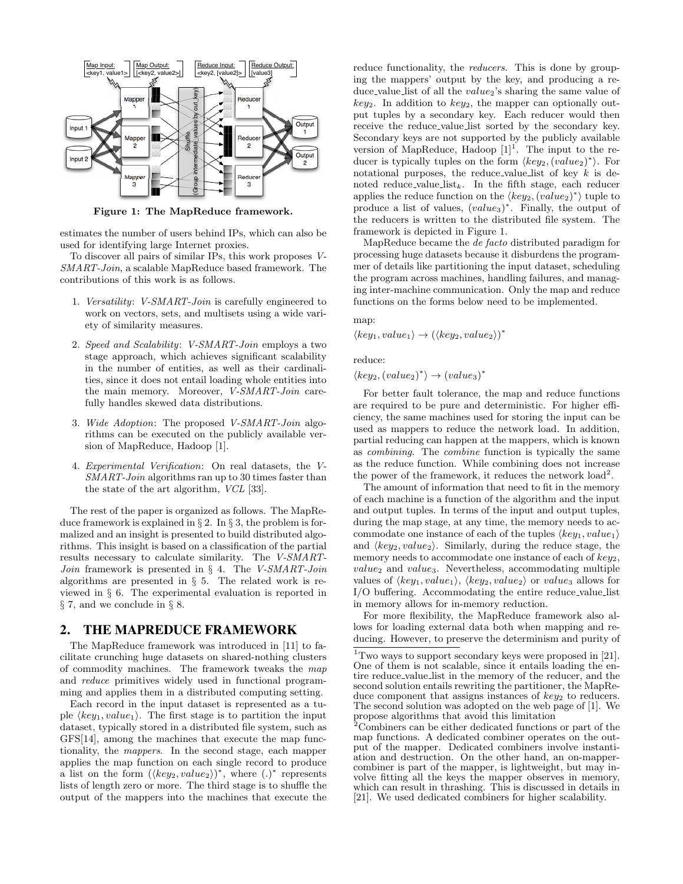Figure 1: The MapReduce framework.

estimates the number of users behind IPs, which can also be used for identifying large Internet proxies.

To discover all pairs of similar IPs, this work proposes *V-SMART-Join*, a scalable MapReduce based framework. The contributions of this work is as follows.

1. *Versatility*: *V-SMART-Join* is carefully engineered to work on vectors, sets, and multisets using a wide variety of similarity measures.
2. *Speed and Scalability*: *V-SMART-Join* employs a two stage approach, which achieves significant scalability in the number of entities, as well as their cardinalities, since it does not entail loading whole entities into the main memory. Moreover, *V-SMART-Join* carefully handles skewed data distributions.
3. *Wide Adoption*: The proposed *V-SMART-Join* algorithms can be executed on the publicly available version of MapReduce, Hadoop [1].
4. *Experimental Verification*: On real datasets, the *V-SMART-Join* algorithms ran up to 30 times faster than the state of the art algorithm, *VCL* [33].

The rest of the paper is organized as follows. The MapReduce framework is explained in § 2. In § 3, the problem is formalized and an insight is presented to build distributed algorithms. This insight is based on a classification of the partial results necessary to calculate similarity. The *V-SMART-Join* framework is presented in § 4. The *V-SMART-Join* algorithms are presented in § 5. The related work is reviewed in § 6. The experimental evaluation is reported in § 7, and we conclude in § 8.

## 2. THE MAPREDUCE FRAMEWORK

The MapReduce framework was introduced in [11] to facilitate crunching huge datasets on shared-nothing clusters of commodity machines. The framework tweaks the *map* and *reduce* primitives widely used in functional programming and applies them in a distributed computing setting.

Each record in the input dataset is represented as a tuple $\langle key_1, value_1\rangle$. The first stage is to partition the input dataset, typically stored in a distributed file system, such as GFS[14], among the machines that execute the map functionality, the *mappers*. In the second stage, each mapper applies the map function on each single record to produce a list on the form $(\langle key_2, value_2\rangle)^*$, where $(.)^*$ represents lists of length zero or more. The third stage is to shuffle the output of the mappers into the machines that execute the reduce functionality, the *reducers*. This is done by grouping the mappers' output by the key, and producing a reduce_value_list of all the $value_2$'s sharing the same value of $key_2$. In addition to $key_2$, the mapper can optionally output tuples by a secondary key. Each reducer would then receive the reduce_value_list sorted by the secondary key. Secondary keys are not supported by the publicly available version of MapReduce, Hadoop [1][1]. The input to the reducer is typically tuples on the form $\langle key_2, (value_2)^*\rangle$. For notational purposes, the reduce_value_list of key $k$ is denoted reduce_value_list$_k$. In the fifth stage, each reducer applies the reduce function on the $\langle key_2, (value_2)^*\rangle$ tuple to produce a list of values, $(value_3)^*$. Finally, the output of the reducers is written to the distributed file system. The framework is depicted in Figure 1.

MapReduce became the *de facto* distributed paradigm for processing huge datasets because it disburdens the programmer of details like partitioning the input dataset, scheduling the program across machines, handling failures, and managing inter-machine communication. Only the map and reduce functions on the forms below need to be implemented.

map:

$\langle key_1, value_1\rangle \rightarrow (\langle key_2, value_2\rangle)^*$

reduce:

$\langle key_2, (value_2)^*\rangle \rightarrow (value_3)^*$

For better fault tolerance, the map and reduce functions are required to be pure and deterministic. For higher efficiency, the same machines used for storing the input can be used as mappers to reduce the network load. In addition, partial reducing can happen at the mappers, which is known as *combining*. The *combine* function is typically the same as the reduce function. While combining does not increase the power of the framework, it reduces the network load[2].

The amount of information that need to fit in the memory of each machine is a function of the algorithm and the input and output tuples. In terms of the input and output tuples, during the map stage, at any time, the memory needs to accommodate one instance of each of the tuples $\langle key_1, value_1\rangle$ and $\langle key_2, value_2\rangle$. Similarly, during the reduce stage, the memory needs to accommodate one instance of each of $key_2$, $value_2$ and $value_3$. Nevertheless, accommodating multiple values of $\langle key_1, value_1\rangle$, $\langle key_2, value_2\rangle$ or $value_3$ allows for I/O buffering. Accommodating the entire reduce_value_list in memory allows for in-memory reduction.

For more flexibility, the MapReduce framework also allows for loading external data both when mapping and reducing. However, to preserve the determinism and purity of

[1]Two ways to support secondary keys were proposed in [21]. One of them is not scalable, since it entails loading the entire reduce_value_list in the memory of the reducer, and the second solution entails rewriting the partitioner, the MapReduce component that assigns instances of $key_2$ to reducers. The second solution was adopted on the web page of [1]. We propose algorithms that avoid this limitation

[2]Combiners can be either dedicated functions or part of the map functions. A dedicated combiner operates on the output of the mapper. Dedicated combiners involve instantiation and destruction. On the other hand, an on-mapper-combiner is part of the mapper, is lightweight, but may involve fitting all the keys the mapper observes in memory, which can result in thrashing. This is discussed in details in [21]. We used dedicated combiners for higher scalability.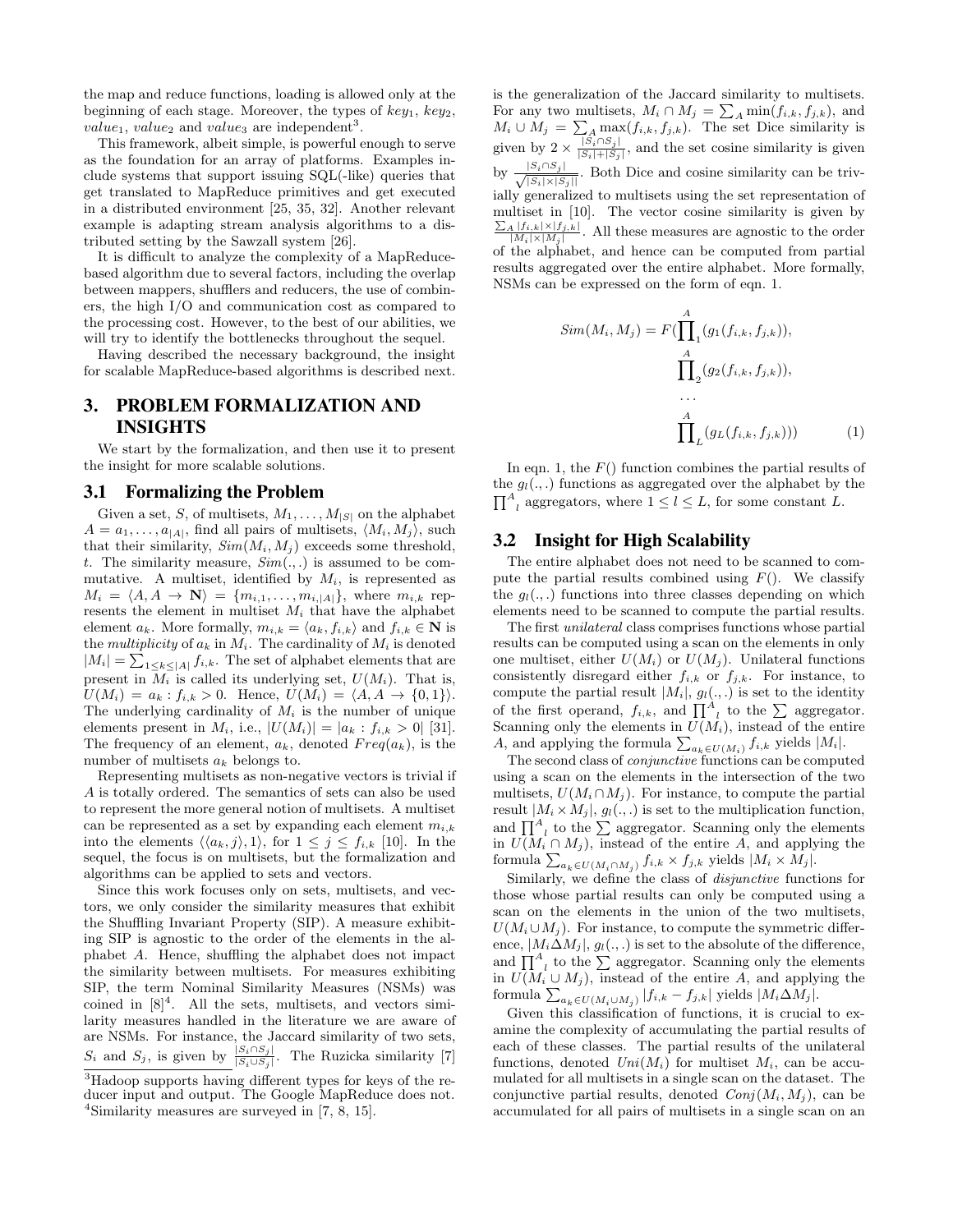the map and reduce functions, loading is allowed only at the beginning of each stage. Moreover, the types of $key_1$, $key_2$, $value_1$, $value_2$ and $value_3$ are independent[3].

This framework, albeit simple, is powerful enough to serve as the foundation for an array of platforms. Examples include systems that support issuing SQL(-like) queries that get translated to MapReduce primitives and get executed in a distributed environment [25, 35, 32]. Another relevant example is adapting stream analysis algorithms to a distributed setting by the Sawzall system [26].

It is difficult to analyze the complexity of a MapReduce-based algorithm due to several factors, including the overlap between mappers, shufflers and reducers, the use of combiners, the high I/O and communication cost as compared to the processing cost. However, to the best of our abilities, we will try to identify the bottlenecks throughout the sequel.

Having described the necessary background, the insight for scalable MapReduce-based algorithms is described next.

## 3. PROBLEM FORMALIZATION AND INSIGHTS

We start by the formalization, and then use it to present the insight for more scalable solutions.

### 3.1 Formalizing the Problem

Given a set, $S$, of multisets, $M_1, \ldots, M_{|S|}$ on the alphabet $A = a_1, \ldots, a_{|A|}$, find all pairs of multisets, $\langle M_i, M_j \rangle$, such that their similarity, $Sim(M_i, M_j)$ exceeds some threshold, $t$. The similarity measure, $Sim(.,.)$ is assumed to be commutative. A multiset, identified by $M_i$, is represented as $M_i = \langle A, A \rightarrow \mathbf{N} \rangle = \{m_{i,1}, \ldots, m_{i,|A|}\}$, where $m_{i,k}$ represents the element in multiset $M_i$ that have the alphabet element $a_k$. More formally, $m_{i,k} = \langle a_k, f_{i,k} \rangle$ and $f_{i,k} \in \mathbf{N}$ is the *multiplicity* of $a_k$ in $M_i$. The cardinality of $M_i$ is denoted $|M_i| = \sum_{1 \leq k \leq |A|} f_{i,k}$. The set of alphabet elements that are present in $M_i$ is called its underlying set, $U(M_i)$. That is, $U(M_i) = a_k : f_{i,k} > 0$. Hence, $U(M_i) = \langle A, A \rightarrow \{0, 1\} \rangle$. The underlying cardinality of $M_i$ is the number of unique elements present in $M_i$, i.e., $|U(M_i)| = |a_k : f_{i,k} > 0|$ [31]. The frequency of an element, $a_k$, denoted $Freq(a_k)$, is the number of multisets $a_k$ belongs to.

Representing multisets as non-negative vectors is trivial if $A$ is totally ordered. The semantics of sets can also be used to represent the more general notion of multisets. A multiset can be represented as a set by expanding each element $m_{i,k}$ into the elements $\langle\langle a_k, j\rangle, 1\rangle$, for $1 \leq j \leq f_{i,k}$ [10]. In the sequel, the focus is on multisets, but the formalization and algorithms can be applied to sets and vectors.

Since this work focuses only on sets, multisets, and vectors, we only consider the similarity measures that exhibit the Shuffling Invariant Property (SIP). A measure exhibiting SIP is agnostic to the order of the elements in the alphabet $A$. Hence, shuffling the alphabet does not impact the similarity between multisets. For measures exhibiting SIP, the term Nominal Similarity Measures (NSMs) was coined in [8][4]. All the sets, multisets, and vectors similarity measures handled in the literature we are aware of are NSMs. For instance, the Jaccard similarity of two sets, $S_i$ and $S_j$, is given by $\frac{|S_i \cap S_j|}{|S_i \cup S_j|}$. The Ruzicka similarity [7] is the generalization of the Jaccard similarity to multisets. For any two multisets, $M_i \cap M_j = \sum_A \min(f_{i,k}, f_{j,k})$, and $M_i \cup M_j = \sum_A \max(f_{i,k}, f_{j,k})$. The set Dice similarity is given by $2 \times \frac{|S_i \cap S_j|}{|S_i| + |S_j|}$, and the set cosine similarity is given by $\frac{|S_i \cap S_j|}{\sqrt{|S_i| \times |S_j|}}$. Both Dice and cosine similarity can be trivially generalized to multisets using the set representation of multiset in [10]. The vector cosine similarity is given by $\frac{\sum_A |f_{i,k}| \times |f_{j,k}|}{|M_i| \times |M_j|}$. All these measures are agnostic to the order of the alphabet, and hence can be computed from partial results aggregated over the entire alphabet. More formally, NSMs can be expressed on the form of eqn. 1.

$$
\begin{aligned}
Sim(M_i, M_j) = F(&\textstyle\prod_1^A (g_1(f_{i,k}, f_{j,k})), \\
&\textstyle\prod_2^A (g_2(f_{i,k}, f_{j,k})), \\
&\ldots \\
&\textstyle\prod_L^A (g_L(f_{i,k}, f_{j,k}))) \qquad (1)
\end{aligned}
$$

In eqn. 1, the $F()$ function combines the partial results of the $g_l(.,.)$ functions as aggregated over the alphabet by the $\prod_l^A$ aggregators, where $1 \leq l \leq L$, for some constant $L$.

### 3.2 Insight for High Scalability

The entire alphabet does not need to be scanned to compute the partial results combined using $F()$. We classify the $g_l(.,.)$ functions into three classes depending on which elements need to be scanned to compute the partial results.

The first *unilateral* class comprises functions whose partial results can be computed using a scan on the elements in only one multiset, either $U(M_i)$ or $U(M_j)$. Unilateral functions consistently disregard either $f_{i,k}$ or $f_{j,k}$. For instance, to compute the partial result $|M_i|$, $g_l(.,.)$ is set to the identity of the first operand, $f_{i,k}$, and $\prod_l^A$ to the $\sum$ aggregator. Scanning only the elements in $U(M_i)$, instead of the entire $A$, and applying the formula $\sum_{a_k \in U(M_i)} f_{i,k}$ yields $|M_i|$.

The second class of *conjunctive* functions can be computed using a scan on the elements in the intersection of the two multisets, $U(M_i \cap M_j)$. For instance, to compute the partial result $|M_i \times M_j|$, $g_l(.,.)$ is set to the multiplication function, and $\prod_l^A$ to the $\sum$ aggregator. Scanning only the elements in $U(M_i \cap M_j)$, instead of the entire $A$, and applying the formula $\sum_{a_k \in U(M_i \cap M_j)} f_{i,k} \times f_{j,k}$ yields $|M_i \times M_j|$.

Similarly, we define the class of *disjunctive* functions for those whose partial results can only be computed using a scan on the elements in the union of the two multisets, $U(M_i \cup M_j)$. For instance, to compute the symmetric difference, $|M_i \Delta M_j|$, $g_l(.,.)$ is set to the absolute of the difference, and $\prod_l^A$ to the $\sum$ aggregator. Scanning only the elements in $U(M_i \cup M_j)$, instead of the entire $A$, and applying the formula $\sum_{a_k \in U(M_i \cup M_j)} |f_{i,k} - f_{j,k}|$ yields $|M_i \Delta M_j|$.

Given this classification of functions, it is crucial to examine the complexity of accumulating the partial results of each of these classes. The partial results of the unilateral functions, denoted $Uni(M_i)$ for multiset $M_i$, can be accumulated for all multisets in a single scan on the dataset. The conjunctive partial results, denoted $Conj(M_i, M_j)$, can be accumulated for all pairs of multisets in a single scan on an

[3]Hadoop supports having different types for keys of the reducer input and output. The Google MapReduce does not.

[4]Similarity measures are surveyed in [7, 8, 15].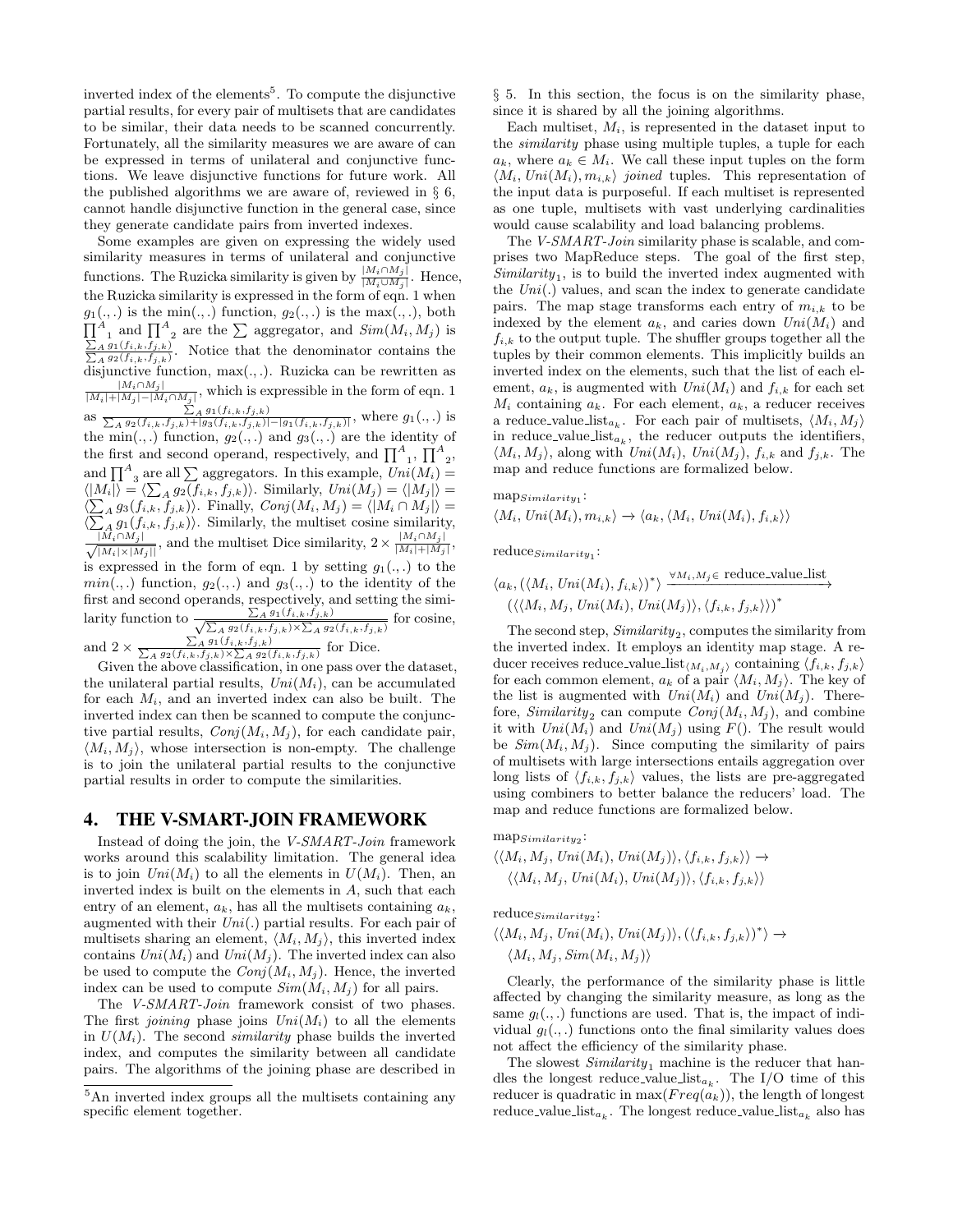inverted index of the elements[5]. To compute the disjunctive partial results, for every pair of multisets that are candidates to be similar, their data needs to be scanned concurrently. Fortunately, all the similarity measures we are aware of can be expressed in terms of unilateral and conjunctive functions. We leave disjunctive functions for future work. All the published algorithms we are aware of, reviewed in § 6, cannot handle disjunctive function in the general case, since they generate candidate pairs from inverted indexes.

Some examples are given on expressing the widely used similarity measures in terms of unilateral and conjunctive functions. The Ruzicka similarity is given by $\frac{|M_i \cap M_j|}{|M_i \cup M_j|}$. Hence, the Ruzicka similarity is expressed in the form of eqn. 1 when $g_1(.,.)$ is the $\min(.,.)$ function, $g_2(.,.)$ is the $\max(.,.)$, both $\prod^{A}{}_1$ and $\prod^{A}{}_2$ are the $\sum$ aggregator, and $Sim(M_i, M_j)$ is $\frac{\sum_A g_1(f_{i,k}, f_{j,k})}{\sum_A g_2(f_{i,k}, f_{j,k})}$. Notice that the denominator contains the disjunctive function, $\max(.,.)$. Ruzicka can be rewritten as $\frac{|M_i \cap M_j|}{|M_i|+|M_j|-|M_i \cap M_j|}$, which is expressible in the form of eqn. 1 as $\frac{\sum_A g_1(f_{i,k}, f_{j,k})}{\sum_A g_2(f_{i,k}, f_{j,k})+|g_3(f_{i,k}, f_{j,k})|-|g_1(f_{i,k}, f_{j,k})|}$, where $g_1(.,.)$ is the $\min(.,.)$ function, $g_2(.,.)$ and $g_3(.,.)$ are the identity of the first and second operand, respectively, and $\prod^{A}{}_1$, $\prod^{A}{}_2$, and $\prod^{A}{}_3$ are all $\sum$ aggregators. In this example, $Uni(M_i) = \langle |M_i| \rangle = \langle \sum_A g_2(f_{i,k}, f_{j,k}) \rangle$. Similarly, $Uni(M_j) = \langle |M_j| \rangle = \langle \sum_A g_3(f_{i,k}, f_{j,k}) \rangle$. Finally, $Conj(M_i, M_j) = \langle |M_i \cap M_j| \rangle = \langle \sum_A g_1(f_{i,k}, f_{j,k}) \rangle$. Similarly, the multiset cosine similarity, $\frac{|M_i \cap M_j|}{\sqrt{|M_i| \times |M_j|}}$, and the multiset Dice similarity, $2 \times \frac{|M_i \cap M_j|}{|M_i|+|M_j|}$, is expressed in the form of eqn. 1 by setting $g_1(.,.)$ to the $min(.,.)$ function, $g_2(.,.)$ and $g_3(.,.)$ to the identity of the first and second operands, respectively, and setting the similarity function to $\frac{\sum_A g_1(f_{i,k}, f_{j,k})}{\sqrt{\sum_A g_2(f_{i,k}, f_{j,k}) \times \sum_A g_2(f_{i,k}, f_{j,k})}}$ for cosine, and $2 \times \frac{\sum_A g_1(f_{i,k}, f_{j,k})}{\sum_A g_2(f_{i,k}, f_{j,k}) \times \sum_A g_2(f_{i,k}, f_{j,k})}$ for Dice.

Given the above classification, in one pass over the dataset, the unilateral partial results, $Uni(M_i)$, can be accumulated for each $M_i$, and an inverted index can also be built. The inverted index can then be scanned to compute the conjunctive partial results, $Conj(M_i, M_j)$, for each candidate pair, $\langle M_i, M_j \rangle$, whose intersection is non-empty. The challenge is to join the unilateral partial results to the conjunctive partial results in order to compute the similarities.

## 4. THE V-SMART-JOIN FRAMEWORK

Instead of doing the join, the *V-SMART-Join* framework works around this scalability limitation. The general idea is to join $Uni(M_i)$ to all the elements in $U(M_i)$. Then, an inverted index is built on the elements in $A$, such that each entry of an element, $a_k$, has all the multisets containing $a_k$, augmented with their $Uni(.)$ partial results. For each pair of multisets sharing an element, $\langle M_i, M_j \rangle$, this inverted index contains $Uni(M_i)$ and $Uni(M_j)$. The inverted index can also be used to compute the $Conj(M_i, M_j)$. Hence, the inverted index can be used to compute $Sim(M_i, M_j)$ for all pairs.

The *V-SMART-Join* framework consist of two phases. The first *joining* phase joins $Uni(M_i)$ to all the elements in $U(M_i)$. The second *similarity* phase builds the inverted index, and computes the similarity between all candidate pairs. The algorithms of the joining phase are described in § 5. In this section, the focus is on the similarity phase, since it is shared by all the joining algorithms.

Each multiset, $M_i$, is represented in the dataset input to the *similarity* phase using multiple tuples, a tuple for each $a_k$, where $a_k \in M_i$. We call these input tuples on the form $\langle M_i, Uni(M_i), m_{i,k} \rangle$ *joined* tuples. This representation of the input data is purposeful. If each multiset is represented as one tuple, multisets with vast underlying cardinalities would cause scalability and load balancing problems.

The *V-SMART-Join* similarity phase is scalable, and comprises two MapReduce steps. The goal of the first step, $Similarity_1$, is to build the inverted index augmented with the $Uni(.)$ values, and scan the index to generate candidate pairs. The map stage transforms each entry of $m_{i,k}$ to be indexed by the element $a_k$, and caries down $Uni(M_i)$ and $f_{i,k}$ to the output tuple. The shuffler groups together all the tuples by their common elements. This implicitly builds an inverted index on the elements, such that the list of each element, $a_k$, is augmented with $Uni(M_i)$ and $f_{i,k}$ for each set $M_i$ containing $a_k$. For each element, $a_k$, a reducer receives a reduce_value_list$_{a_k}$. For each pair of multisets, $\langle M_i, M_j \rangle$ in reduce_value_list$_{a_k}$, the reducer outputs the identifiers, $\langle M_i, M_j \rangle$, along with $Uni(M_i)$, $Uni(M_j)$, $f_{i,k}$ and $f_{j,k}$. The map and reduce functions are formalized below.

map$_{Similarity_1}$:

$$\langle M_i, Uni(M_i), m_{i,k} \rangle \rightarrow \langle a_k, \langle M_i, Uni(M_i), f_{i,k} \rangle \rangle$$

reduce$_{Similarity_1}$:

$$\langle a_k, (\langle M_i, Uni(M_i), f_{i,k} \rangle)^* \rangle \xrightarrow{\forall M_i, M_j \in \text{ reduce\_value\_list}} (\langle \langle M_i, M_j, Uni(M_i), Uni(M_j) \rangle, \langle f_{i,k}, f_{j,k} \rangle \rangle)^*$$

The second step, $Similarity_2$, computes the similarity from the inverted index. It employs an identity map stage. A reducer receives reduce_value_list$_{\langle M_i, M_j \rangle}$ containing $\langle f_{i,k}, f_{j,k} \rangle$ for each common element, $a_k$ of a pair $\langle M_i, M_j \rangle$. The key of the list is augmented with $Uni(M_i)$ and $Uni(M_j)$. Therefore, $Similarity_2$ can compute $Conj(M_i, M_j)$, and combine it with $Uni(M_i)$ and $Uni(M_j)$ using $F()$. The result would be $Sim(M_i, M_j)$. Since computing the similarity of pairs of multisets with large intersections entails aggregation over long lists of $\langle f_{i,k}, f_{j,k} \rangle$ values, the lists are pre-aggregated using combiners to better balance the reducers' load. The map and reduce functions are formalized below.

map$_{Similarity_2}$:

$$\langle \langle M_i, M_j, Uni(M_i), Uni(M_j) \rangle, \langle f_{i,k}, f_{j,k} \rangle \rangle \rightarrow \langle \langle M_i, M_j, Uni(M_i), Uni(M_j) \rangle, \langle f_{i,k}, f_{j,k} \rangle \rangle$$

reduce$_{Similarity_2}$:

$$\langle \langle M_i, M_j, Uni(M_i), Uni(M_j) \rangle, (\langle f_{i,k}, f_{j,k} \rangle)^* \rangle \rightarrow \langle M_i, M_j, Sim(M_i, M_j) \rangle$$

Clearly, the performance of the similarity phase is little affected by changing the similarity measure, as long as the same $g_l(.,.)$ functions are used. That is, the impact of individual $g_l(.,.)$ functions onto the final similarity values does not affect the efficiency of the similarity phase.

The slowest $Similarity_1$ machine is the reducer that handles the longest reduce_value_list$_{a_k}$. The I/O time of this reducer is quadratic in $\max(Freq(a_k))$, the length of longest reduce_value_list$_{a_k}$. The longest reduce_value_list$_{a_k}$ also has

[5]An inverted index groups all the multisets containing any specific element together.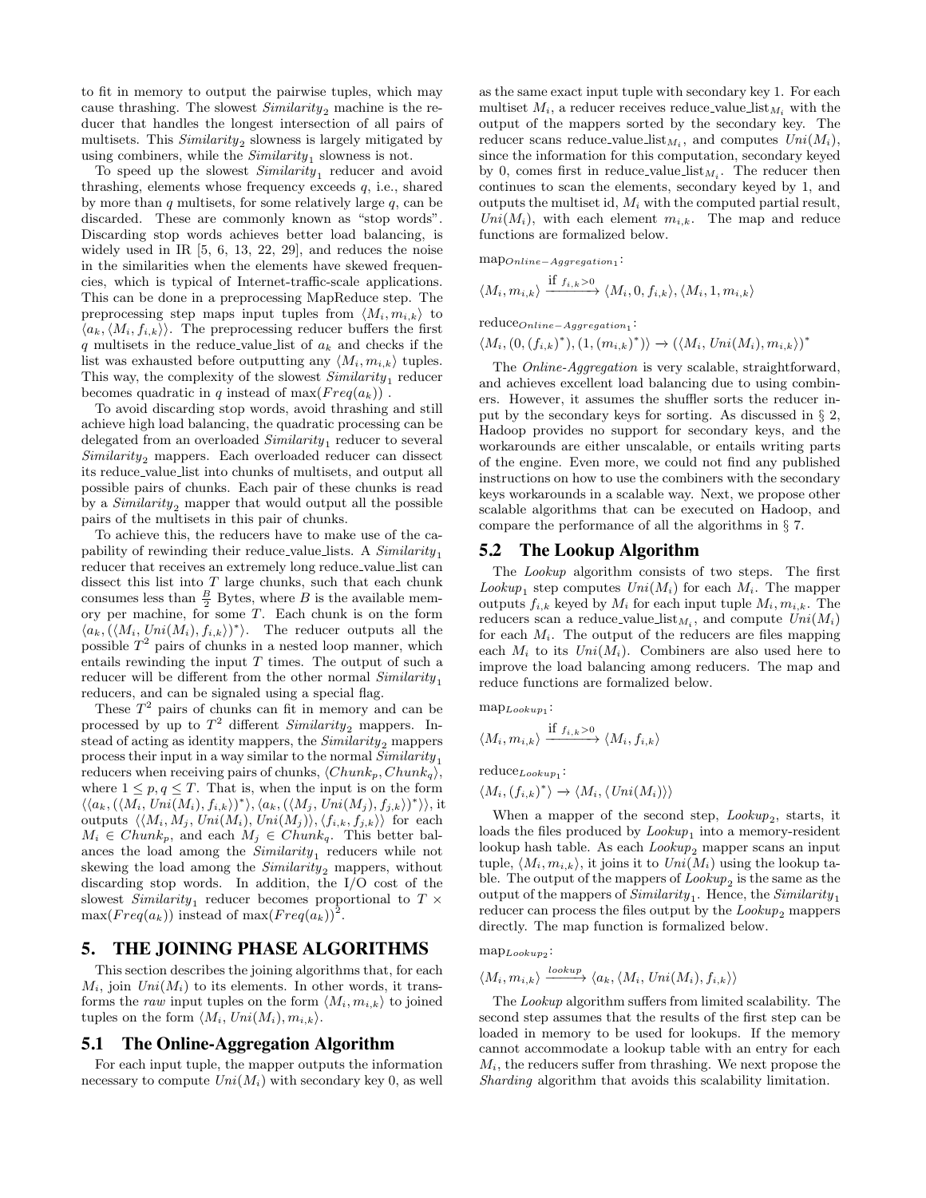to fit in memory to output the pairwise tuples, which may cause thrashing. The slowest $Similarity_2$ machine is the reducer that handles the longest intersection of all pairs of multisets. This $Similarity_2$ slowness is largely mitigated by using combiners, while the $Similarity_1$ slowness is not.

To speed up the slowest $Similarity_1$ reducer and avoid thrashing, elements whose frequency exceeds $q$, i.e., shared by more than $q$ multisets, for some relatively large $q$, can be discarded. These are commonly known as "stop words". Discarding stop words achieves better load balancing, is widely used in IR [5, 6, 13, 22, 29], and reduces the noise in the similarities when the elements have skewed frequencies, which is typical of Internet-traffic-scale applications. This can be done in a preprocessing MapReduce step. The preprocessing step maps input tuples from $\langle M_i, m_{i,k}\rangle$ to $\langle a_k, \langle M_i, f_{i,k}\rangle\rangle$. The preprocessing reducer buffers the first $q$ multisets in the reduce_value_list of $a_k$ and checks if the list was exhausted before outputting any $\langle M_i, m_{i,k}\rangle$ tuples. This way, the complexity of the slowest $Similarity_1$ reducer becomes quadratic in $q$ instead of $\max(Freq(a_k))$ .

To avoid discarding stop words, avoid thrashing and still achieve high load balancing, the quadratic processing can be delegated from an overloaded $Similarity_1$ reducer to several $Similarity_2$ mappers. Each overloaded reducer can dissect its reduce_value_list into chunks of multisets, and output all possible pairs of chunks. Each pair of these chunks is read by a $Similarity_2$ mapper that would output all the possible pairs of the multisets in this pair of chunks.

To achieve this, the reducers have to make use of the capability of rewinding their reduce_value_lists. A $Similarity_1$ reducer that receives an extremely long reduce_value_list can dissect this list into $T$ large chunks, such that each chunk consumes less than $\frac{B}{2}$ Bytes, where $B$ is the available memory per machine, for some $T$. Each chunk is on the form $\langle a_k, (\langle M_i, Uni(M_i), f_{i,k}\rangle)^*\rangle$. The reducer outputs all the possible $T^2$ pairs of chunks in a nested loop manner, which entails rewinding the input $T$ times. The output of such a reducer will be different from the other normal $Similarity_1$ reducers, and can be signaled using a special flag.

These $T^2$ pairs of chunks can fit in memory and can be processed by up to $T^2$ different $Similarity_2$ mappers. Instead of acting as identity mappers, the $Similarity_2$ mappers process their input in a way similar to the normal $Similarity_1$ reducers when receiving pairs of chunks, $\langle Chunk_p, Chunk_q\rangle$, where $1 \le p, q \le T$. That is, when the input is on the form $\langle\langle a_k, (\langle M_i, Uni(M_i), f_{i,k}\rangle)^*\rangle, \langle a_k, (\langle M_j, Uni(M_j), f_{j,k}\rangle)^*\rangle\rangle$, it outputs $\langle\langle M_i, M_j, Uni(M_i), Uni(M_j)\rangle, \langle f_{i,k}, f_{j,k}\rangle\rangle$ for each $M_i \in Chunk_p$, and each $M_j \in Chunk_q$. This better balances the load among the $Similarity_1$ reducers while not skewing the load among the $Similarity_2$ mappers, without discarding stop words. In addition, the I/O cost of the slowest $Similarity_1$ reducer becomes proportional to $T \times \max(Freq(a_k))$ instead of $\max(Freq(a_k))^2$.

## 5. THE JOINING PHASE ALGORITHMS

This section describes the joining algorithms that, for each $M_i$, join $Uni(M_i)$ to its elements. In other words, it transforms the *raw* input tuples on the form $\langle M_i, m_{i,k}\rangle$ to joined tuples on the form $\langle M_i, Uni(M_i), m_{i,k}\rangle$.

### 5.1 The Online-Aggregation Algorithm

For each input tuple, the mapper outputs the information necessary to compute $Uni(M_i)$ with secondary key 0, as well as the same exact input tuple with secondary key 1. For each multiset $M_i$, a reducer receives reduce_value_list$_{M_i}$ with the output of the mappers sorted by the secondary key. The reducer scans reduce_value_list$_{M_i}$, and computes $Uni(M_i)$, since the information for this computation, secondary keyed by 0, comes first in reduce_value_list$_{M_i}$. The reducer then continues to scan the elements, secondary keyed by 1, and outputs the multiset id, $M_i$ with the computed partial result, $Uni(M_i)$, with each element $m_{i,k}$. The map and reduce functions are formalized below.

map$_{Online-Aggregation_1}$:

$$\langle M_i, m_{i,k}\rangle \xrightarrow{\text{if } f_{i,k}>0} \langle M_i, 0, f_{i,k}\rangle, \langle M_i, 1, m_{i,k}\rangle$$

reduce$_{Online-Aggregation_1}$:

$$\langle M_i, (0, (f_{i,k})^*), (1, (m_{i,k})^*)\rangle \rightarrow (\langle M_i, Uni(M_i), m_{i,k}\rangle)^*$$

The *Online-Aggregation* is very scalable, straightforward, and achieves excellent load balancing due to using combiners. However, it assumes the shuffler sorts the reducer input by the secondary keys for sorting. As discussed in § 2, Hadoop provides no support for secondary keys, and the workarounds are either unscalable, or entails writing parts of the engine. Even more, we could not find any published instructions on how to use the combiners with the secondary keys workarounds in a scalable way. Next, we propose other scalable algorithms that can be executed on Hadoop, and compare the performance of all the algorithms in § 7.

### 5.2 The Lookup Algorithm

The *Lookup* algorithm consists of two steps. The first $Lookup_1$ step computes $Uni(M_i)$ for each $M_i$. The mapper outputs $f_{i,k}$ keyed by $M_i$ for each input tuple $M_i, m_{i,k}$. The reducers scan a reduce_value_list$_{M_i}$, and compute $Uni(M_i)$ for each $M_i$. The output of the reducers are files mapping each $M_i$ to its $Uni(M_i)$. Combiners are also used here to improve the load balancing among reducers. The map and reduce functions are formalized below.

map$_{Lookup_1}$:

$$\langle M_i, m_{i,k}\rangle \xrightarrow{\text{if } f_{i,k}>0} \langle M_i, f_{i,k}\rangle$$

reduce$_{Lookup_1}$:

$$\langle M_i, (f_{i,k})^*\rangle \rightarrow \langle M_i, \langle Uni(M_i)\rangle\rangle$$

When a mapper of the second step, $Lookup_2$, starts, it loads the files produced by $Lookup_1$ into a memory-resident lookup hash table. As each $Lookup_2$ mapper scans an input tuple, $\langle M_i, m_{i,k}\rangle$, it joins it to $Uni(M_i)$ using the lookup table. The output of the mappers of $Lookup_2$ is the same as the output of the mappers of $Similarity_1$. Hence, the $Similarity_1$ reducer can process the files output by the $Lookup_2$ mappers directly. The map function is formalized below.

map$_{Lookup_2}$:

$$\langle M_i, m_{i,k}\rangle \xrightarrow{lookup} \langle a_k, \langle M_i, Uni(M_i), f_{i,k}\rangle\rangle$$

The *Lookup* algorithm suffers from limited scalability. The second step assumes that the results of the first step can be loaded in memory to be used for lookups. If the memory cannot accommodate a lookup table with an entry for each $M_i$, the reducers suffer from thrashing. We next propose the *Sharding* algorithm that avoids this scalability limitation.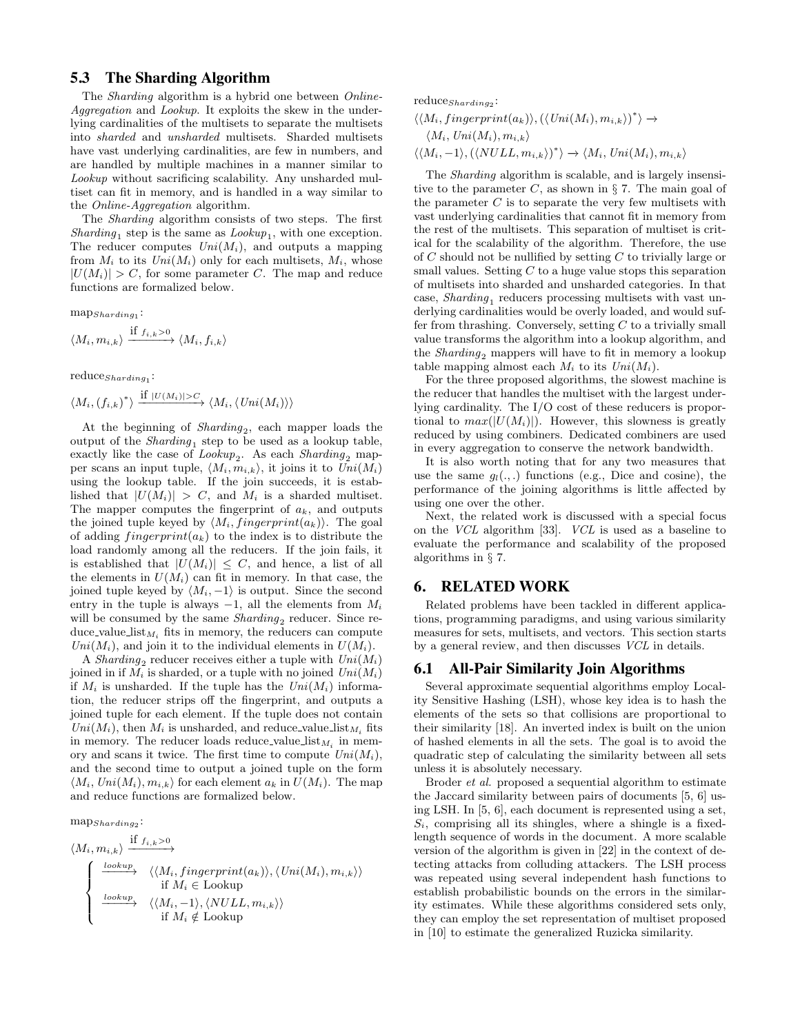## 5.3 The Sharding Algorithm

The *Sharding* algorithm is a hybrid one between *Online-Aggregation* and *Lookup*. It exploits the skew in the underlying cardinalities of the multisets to separate the multisets into *sharded* and *unsharded* multisets. Sharded multisets have vast underlying cardinalities, are few in numbers, and are handled by multiple machines in a manner similar to *Lookup* without sacrificing scalability. Any unsharded multiset can fit in memory, and is handled in a way similar to the *Online-Aggregation* algorithm.

The *Sharding* algorithm consists of two steps. The first $Sharding_1$ step is the same as $Lookup_1$, with one exception. The reducer computes $Uni(M_i)$, and outputs a mapping from $M_i$ to its $Uni(M_i)$ only for each multisets, $M_i$, whose $|U(M_i)| > C$, for some parameter $C$. The map and reduce functions are formalized below.

$\text{map}_{Sharding_1}$:

$$\langle M_i, m_{i,k}\rangle \xrightarrow{\text{if } f_{i,k}>0} \langle M_i, f_{i,k}\rangle$$

$\text{reduce}_{Sharding_1}$:

$$\langle M_i, (f_{i,k})^*\rangle \xrightarrow{\text{if } |U(M_i)|>C} \langle M_i, \langle Uni(M_i)\rangle\rangle$$

At the beginning of $Sharding_2$, each mapper loads the output of the $Sharding_1$ step to be used as a lookup table, exactly like the case of $Lookup_2$. As each $Sharding_2$ mapper scans an input tuple, $\langle M_i, m_{i,k}\rangle$, it joins it to $Uni(M_i)$ using the lookup table. If the join succeeds, it is established that $|U(M_i)| > C$, and $M_i$ is a sharded multiset. The mapper computes the fingerprint of $a_k$, and outputs the joined tuple keyed by $\langle M_i, fingerprint(a_k)\rangle$. The goal of adding $fingerprint(a_k)$ to the index is to distribute the load randomly among all the reducers. If the join fails, it is established that $|U(M_i)| \leq C$, and hence, a list of all the elements in $U(M_i)$ can fit in memory. In that case, the joined tuple keyed by $\langle M_i, -1\rangle$ is output. Since the second entry in the tuple is always $-1$, all the elements from $M_i$ will be consumed by the same $Sharding_2$ reducer. Since $\text{reduce\_value\_list}_{M_i}$ fits in memory, the reducers can compute $Uni(M_i)$, and join it to the individual elements in $U(M_i)$.

A $Sharding_2$ reducer receives either a tuple with $Uni(M_i)$ joined in if $M_i$ is sharded, or a tuple with no joined $Uni(M_i)$ if $M_i$ is unsharded. If the tuple has the $Uni(M_i)$ information, the reducer strips off the fingerprint, and outputs a joined tuple for each element. If the tuple does not contain $Uni(M_i)$, then $M_i$ is unsharded, and $\text{reduce\_value\_list}_{M_i}$ fits in memory. The reducer loads $\text{reduce\_value\_list}_{M_i}$ in memory and scans it twice. The first time to compute $Uni(M_i)$, and the second time to output a joined tuple on the form $\langle M_i, Uni(M_i), m_{i,k}\rangle$ for each element $a_k$ in $U(M_i)$. The map and reduce functions are formalized below.

$\text{map}_{Sharding_2}$:

$$\langle M_i, m_{i,k}\rangle \xrightarrow{\text{if } f_{i,k}>0}$$
$$\begin{cases} \xrightarrow{lookup} & \langle\langle M_i, fingerprint(a_k)\rangle, \langle Uni(M_i), m_{i,k}\rangle\rangle \\ & \text{if } M_i \in \text{Lookup} \\ \xrightarrow{lookup} & \langle\langle M_i, -1\rangle, \langle NULL, m_{i,k}\rangle\rangle \\ & \text{if } M_i \notin \text{Lookup} \end{cases}$$

$\text{reduce}_{Sharding_2}$:

$$\langle\langle M_i, fingerprint(a_k)\rangle, (\langle Uni(M_i), m_{i,k}\rangle)^*\rangle \rightarrow \langle M_i, Uni(M_i), m_{i,k}\rangle$$
$$\langle\langle M_i, -1\rangle, (\langle NULL, m_{i,k}\rangle)^*\rangle \rightarrow \langle M_i, Uni(M_i), m_{i,k}\rangle$$

The *Sharding* algorithm is scalable, and is largely insensitive to the parameter $C$, as shown in § 7. The main goal of the parameter $C$ is to separate the very few multisets with vast underlying cardinalities that cannot fit in memory from the rest of the multisets. This separation of multiset is critical for the scalability of the algorithm. Therefore, the use of $C$ should not be nullified by setting $C$ to trivially large or small values. Setting $C$ to a huge value stops this separation of multisets into sharded and unsharded categories. In that case, $Sharding_1$ reducers processing multisets with vast underlying cardinalities would be overly loaded, and would suffer from thrashing. Conversely, setting $C$ to a trivially small value transforms the algorithm into a lookup algorithm, and the $Sharding_2$ mappers will have to fit in memory a lookup table mapping almost each $M_i$ to its $Uni(M_i)$.

For the three proposed algorithms, the slowest machine is the reducer that handles the multiset with the largest underlying cardinality. The I/O cost of these reducers is proportional to $max(|U(M_i)|)$. However, this slowness is greatly reduced by using combiners. Dedicated combiners are used in every aggregation to conserve the network bandwidth.

It is also worth noting that for any two measures that use the same $g_l(.,.)$ functions (e.g., Dice and cosine), the performance of the joining algorithms is little affected by using one over the other.

Next, the related work is discussed with a special focus on the *VCL* algorithm [33]. *VCL* is used as a baseline to evaluate the performance and scalability of the proposed algorithms in § 7.

# 6. RELATED WORK

Related problems have been tackled in different applications, programming paradigms, and using various similarity measures for sets, multisets, and vectors. This section starts by a general review, and then discusses *VCL* in details.

## 6.1 All-Pair Similarity Join Algorithms

Several approximate sequential algorithms employ Locality Sensitive Hashing (LSH), whose key idea is to hash the elements of the sets so that collisions are proportional to their similarity [18]. An inverted index is built on the union of hashed elements in all the sets. The goal is to avoid the quadratic step of calculating the similarity between all sets unless it is absolutely necessary.

Broder *et al.* proposed a sequential algorithm to estimate the Jaccard similarity between pairs of documents [5, 6] using LSH. In [5, 6], each document is represented using a set, $S_i$, comprising all its shingles, where a shingle is a fixed-length sequence of words in the document. A more scalable version of the algorithm is given in [22] in the context of detecting attacks from colluding attackers. The LSH process was repeated using several independent hash functions to establish probabilistic bounds on the errors in the similarity estimates. While these algorithms considered sets only, they can employ the set representation of multiset proposed in [10] to estimate the generalized Ruzicka similarity.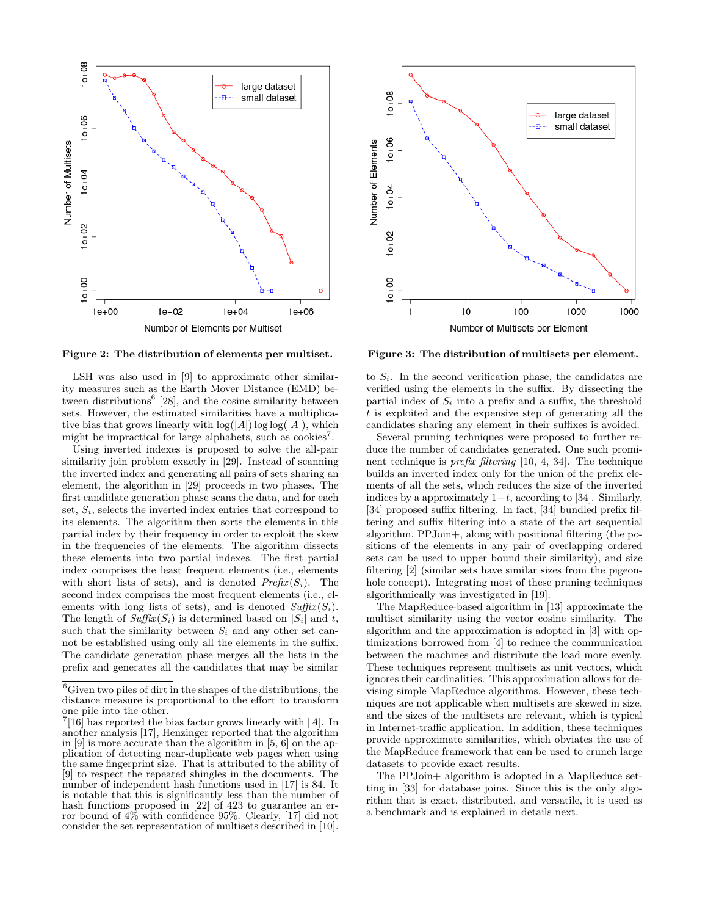**Figure 2: The distribution of elements per multiset.**

**Figure 3: The distribution of multisets per element.**

LSH was also used in [9] to approximate other similarity measures such as the Earth Mover Distance (EMD) between distributions[6] [28], and the cosine similarity between sets. However, the estimated similarities have a multiplicative bias that grows linearly with $\log(|A|)\log\log(|A|)$, which might be impractical for large alphabets, such as cookies[7].

Using inverted indexes is proposed to solve the all-pair similarity join problem exactly in [29]. Instead of scanning the inverted index and generating all pairs of sets sharing an element, the algorithm in [29] proceeds in two phases. The first candidate generation phase scans the data, and for each set, $S_i$, selects the inverted index entries that correspond to its elements. The algorithm then sorts the elements in this partial index by their frequency in order to exploit the skew in the frequencies of the elements. The algorithm dissects these elements into two partial indexes. The first partial index comprises the least frequent elements (i.e., elements with short lists of sets), and is denoted $Prefix(S_i)$. The second index comprises the most frequent elements (i.e., elements with long lists of sets), and is denoted $Suffix(S_i)$. The length of $Suffix(S_i)$ is determined based on $|S_i|$ and $t$, such that the similarity between $S_i$ and any other set cannot be established using only all the elements in the suffix. The candidate generation phase merges all the lists in the prefix and generates all the candidates that may be similar to $S_i$. In the second verification phase, the candidates are verified using the elements in the suffix. By dissecting the partial index of $S_i$ into a prefix and a suffix, the threshold $t$ is exploited and the expensive step of generating all the candidates sharing any element in their suffixes is avoided.

Several pruning techniques were proposed to further reduce the number of candidates generated. One such prominent technique is *prefix filtering* [10, 4, 34]. The technique builds an inverted index only for the union of the prefix elements of all the sets, which reduces the size of the inverted indices by a approximately $1-t$, according to [34]. Similarly, [34] proposed suffix filtering. In fact, [34] bundled prefix filtering and suffix filtering into a state of the art sequential algorithm, PPJoin+, along with positional filtering (the positions of the elements in any pair of overlapping ordered sets can be used to upper bound their similarity), and size filtering [2] (similar sets have similar sizes from the pigeonhole concept). Integrating most of these pruning techniques algorithmically was investigated in [19].

The MapReduce-based algorithm in [13] approximate the multiset similarity using the vector cosine similarity. The algorithm and the approximation is adopted in [3] with optimizations borrowed from [4] to reduce the communication between the machines and distribute the load more evenly. These techniques represent multisets as unit vectors, which ignores their cardinalities. This approximation allows for devising simple MapReduce algorithms. However, these techniques are not applicable when multisets are skewed in size, and the sizes of the multisets are relevant, which is typical in Internet-traffic application. In addition, these techniques provide approximate similarities, which obviates the use of the MapReduce framework that can be used to crunch large datasets to provide exact results.

The PPJoin+ algorithm is adopted in a MapReduce setting in [33] for database joins. Since this is the only algorithm that is exact, distributed, and versatile, it is used as a benchmark and is explained in details next.

---

[6] Given two piles of dirt in the shapes of the distributions, the distance measure is proportional to the effort to transform one pile into the other.

[7] [16] has reported the bias factor grows linearly with $|A|$. In another analysis [17], Henzinger reported that the algorithm in [9] is more accurate than the algorithm in [5, 6] on the application of detecting near-duplicate web pages when using the same fingerprint size. That is attributed to the ability of [9] to respect the repeated shingles in the documents. The number of independent hash functions used in [17] is 84. It is notable that this is significantly less than the number of hash functions proposed in [22] of 423 to guarantee an error bound of 4% with confidence 95%. Clearly, [17] did not consider the set representation of multisets described in [10].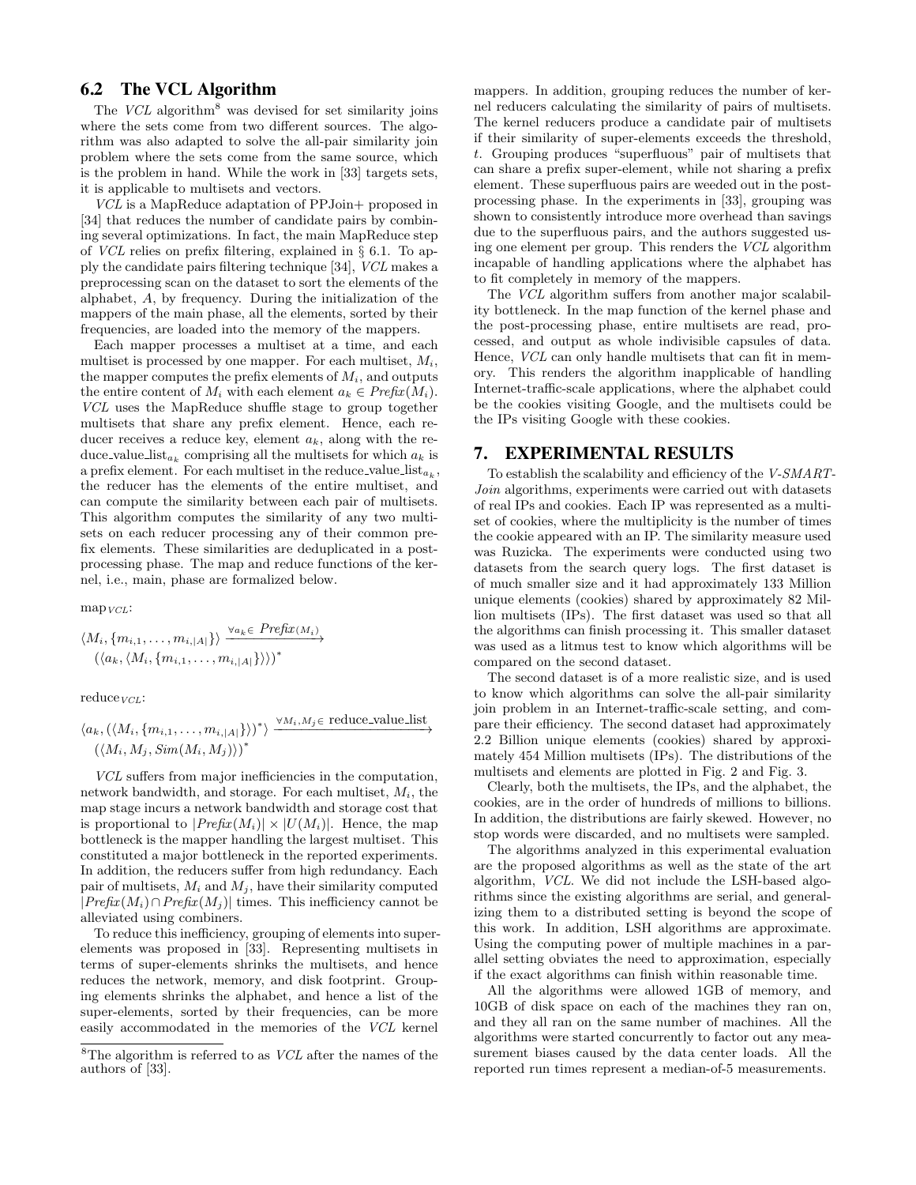## 6.2 The VCL Algorithm

The *VCL* algorithm[8] was devised for set similarity joins where the sets come from two different sources. The algorithm was also adapted to solve the all-pair similarity join problem where the sets come from the same source, which is the problem in hand. While the work in [33] targets sets, it is applicable to multisets and vectors.

*VCL* is a MapReduce adaptation of PPJoin+ proposed in [34] that reduces the number of candidate pairs by combining several optimizations. In fact, the main MapReduce step of *VCL* relies on prefix filtering, explained in § 6.1. To apply the candidate pairs filtering technique [34], *VCL* makes a preprocessing scan on the dataset to sort the elements of the alphabet, $A$, by frequency. During the initialization of the mappers of the main phase, all the elements, sorted by their frequencies, are loaded into the memory of the mappers.

Each mapper processes a multiset at a time, and each multiset is processed by one mapper. For each multiset, $M_i$, the mapper computes the prefix elements of $M_i$, and outputs the entire content of $M_i$ with each element $a_k \in Prefix(M_i)$. *VCL* uses the MapReduce shuffle stage to group together multisets that share any prefix element. Hence, each reducer receives a reduce key, element $a_k$, along with the reduce_value_list$_{a_k}$ comprising all the multisets for which $a_k$ is a prefix element. For each multiset in the reduce_value_list$_{a_k}$, the reducer has the elements of the entire multiset, and can compute the similarity between each pair of multisets. This algorithm computes the similarity of any two multisets on each reducer processing any of their common prefix elements. These similarities are deduplicated in a post-processing phase. The map and reduce functions of the kernel, i.e., main, phase are formalized below.

map$_{VCL}$:

$$\langle M_i, \{m_{i,1}, \ldots, m_{i,|A|}\}\rangle \xrightarrow{\forall a_k \in \, Prefix(M_i)} (\langle a_k, \langle M_i, \{m_{i,1}, \ldots, m_{i,|A|}\}\rangle\rangle)^*$$

reduce$_{VCL}$:

$$\langle a_k, (\langle M_i, \{m_{i,1}, \ldots, m_{i,|A|}\}\rangle)^*\rangle \xrightarrow{\forall M_i, M_j \in \text{ reduce\_value\_list}} (\langle M_i, M_j, Sim(M_i, M_j)\rangle)^*$$

*VCL* suffers from major inefficiencies in the computation, network bandwidth, and storage. For each multiset, $M_i$, the map stage incurs a network bandwidth and storage cost that is proportional to $|Prefix(M_i)| \times |U(M_i)|$. Hence, the map bottleneck is the mapper handling the largest multiset. This constituted a major bottleneck in the reported experiments. In addition, the reducers suffer from high redundancy. Each pair of multisets, $M_i$ and $M_j$, have their similarity computed $|Prefix(M_i) \cap Prefix(M_j)|$ times. This inefficiency cannot be alleviated using combiners.

To reduce this inefficiency, grouping of elements into super-elements was proposed in [33]. Representing multisets in terms of super-elements shrinks the multisets, and hence reduces the network, memory, and disk footprint. Grouping elements shrinks the alphabet, and hence a list of the super-elements, sorted by their frequencies, can be more easily accommodated in the memories of the *VCL* kernel mappers. In addition, grouping reduces the number of kernel reducers calculating the similarity of pairs of multisets. The kernel reducers produce a candidate pair of multisets if their similarity of super-elements exceeds the threshold, $t$. Grouping produces "superfluous" pair of multisets that can share a prefix super-element, while not sharing a prefix element. These superfluous pairs are weeded out in the post-processing phase. In the experiments in [33], grouping was shown to consistently introduce more overhead than savings due to the superfluous pairs, and the authors suggested using one element per group. This renders the *VCL* algorithm incapable of handling applications where the alphabet has to fit completely in memory of the mappers.

The *VCL* algorithm suffers from another major scalability bottleneck. In the map function of the kernel phase and the post-processing phase, entire multisets are read, processed, and output as whole indivisible capsules of data. Hence, *VCL* can only handle multisets that can fit in memory. This renders the algorithm inapplicable of handling Internet-traffic-scale applications, where the alphabet could be the cookies visiting Google, and the multisets could be the IPs visiting Google with these cookies.

# 7. EXPERIMENTAL RESULTS

To establish the scalability and efficiency of the *V-SMART-Join* algorithms, experiments were carried out with datasets of real IPs and cookies. Each IP was represented as a multiset of cookies, where the multiplicity is the number of times the cookie appeared with an IP. The similarity measure used was Ruzicka. The experiments were conducted using two datasets from the search query logs. The first dataset is of much smaller size and it had approximately 133 Million unique elements (cookies) shared by approximately 82 Million multisets (IPs). The first dataset was used so that all the algorithms can finish processing it. This smaller dataset was used as a litmus test to know which algorithms will be compared on the second dataset.

The second dataset is of a more realistic size, and is used to know which algorithms can solve the all-pair similarity join problem in an Internet-traffic-scale setting, and compare their efficiency. The second dataset had approximately 2.2 Billion unique elements (cookies) shared by approximately 454 Million multisets (IPs). The distributions of the multisets and elements are plotted in Fig. 2 and Fig. 3.

Clearly, both the multisets, the IPs, and the alphabet, the cookies, are in the order of hundreds of millions to billions. In addition, the distributions are fairly skewed. However, no stop words were discarded, and no multisets were sampled.

The algorithms analyzed in this experimental evaluation are the proposed algorithms as well as the state of the art algorithm, *VCL*. We did not include the LSH-based algorithms since the existing algorithms are serial, and generalizing them to a distributed setting is beyond the scope of this work. In addition, LSH algorithms are approximate. Using the computing power of multiple machines in a parallel setting obviates the need to approximation, especially if the exact algorithms can finish within reasonable time.

All the algorithms were allowed 1GB of memory, and 10GB of disk space on each of the machines they ran on, and they all ran on the same number of machines. All the algorithms were started concurrently to factor out any measurement biases caused by the data center loads. All the reported run times represent a median-of-5 measurements.

[8] The algorithm is referred to as *VCL* after the names of the authors of [33].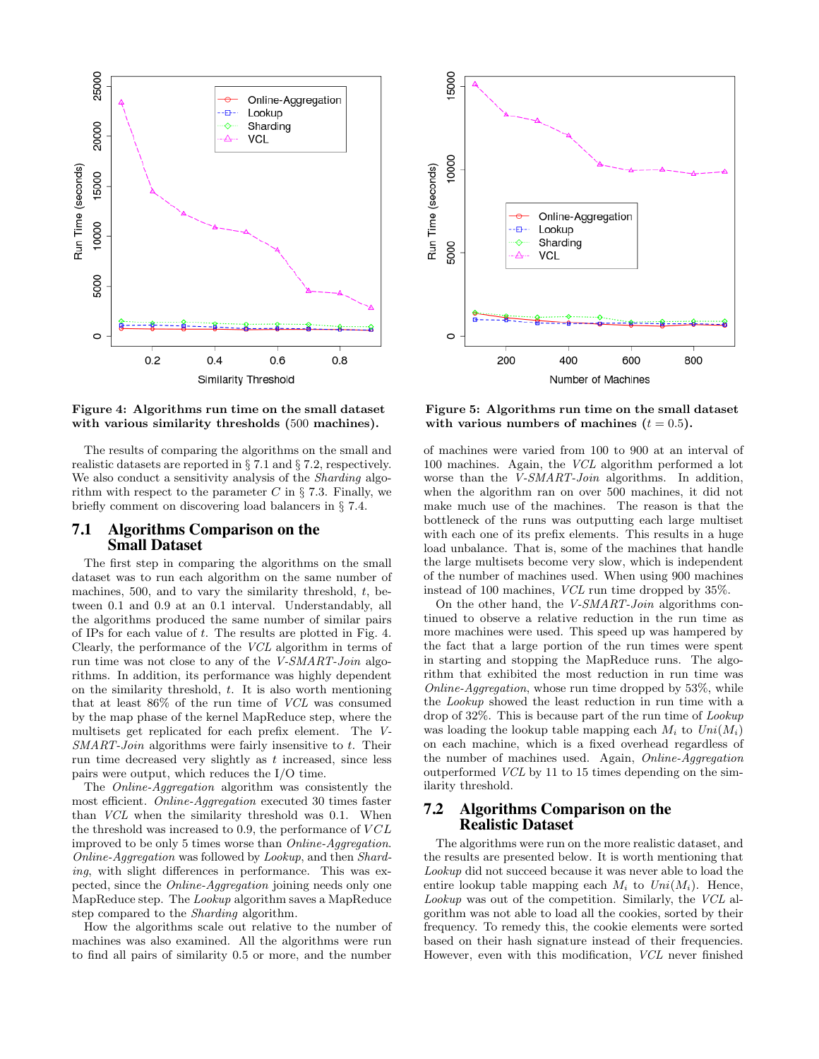Figure 4: Algorithms run time on the small dataset with various similarity thresholds (500 machines).

Figure 5: Algorithms run time on the small dataset with various numbers of machines ($t = 0.5$).

The results of comparing the algorithms on the small and realistic datasets are reported in § 7.1 and § 7.2, respectively. We also conduct a sensitivity analysis of the *Sharding* algorithm with respect to the parameter $C$ in § 7.3. Finally, we briefly comment on discovering load balancers in § 7.4.

## 7.1 Algorithms Comparison on the Small Dataset

The first step in comparing the algorithms on the small dataset was to run each algorithm on the same number of machines, 500, and to vary the similarity threshold, $t$, between 0.1 and 0.9 at an 0.1 interval. Understandably, all the algorithms produced the same number of similar pairs of IPs for each value of $t$. The results are plotted in Fig. 4. Clearly, the performance of the *VCL* algorithm in terms of run time was not close to any of the *V-SMART-Join* algorithms. In addition, its performance was highly dependent on the similarity threshold, $t$. It is also worth mentioning that at least 86% of the run time of *VCL* was consumed by the map phase of the kernel MapReduce step, where the multisets get replicated for each prefix element. The *V-SMART-Join* algorithms were fairly insensitive to $t$. Their run time decreased very slightly as $t$ increased, since less pairs were output, which reduces the I/O time.

The *Online-Aggregation* algorithm was consistently the most efficient. *Online-Aggregation* executed 30 times faster than *VCL* when the similarity threshold was 0.1. When the threshold was increased to 0.9, the performance of *VCL* improved to be only 5 times worse than *Online-Aggregation*. *Online-Aggregation* was followed by *Lookup*, and then *Sharding*, with slight differences in performance. This was expected, since the *Online-Aggregation* joining needs only one MapReduce step. The *Lookup* algorithm saves a MapReduce step compared to the *Sharding* algorithm.

How the algorithms scale out relative to the number of machines was also examined. All the algorithms were run to find all pairs of similarity 0.5 or more, and the number of machines were varied from 100 to 900 at an interval of 100 machines. Again, the *VCL* algorithm performed a lot worse than the *V-SMART-Join* algorithms. In addition, when the algorithm ran on over 500 machines, it did not make much use of the machines. The reason is that the bottleneck of the runs was outputting each large multiset with each one of its prefix elements. This results in a huge load unbalance. That is, some of the machines that handle the large multisets become very slow, which is independent of the number of machines used. When using 900 machines instead of 100 machines, *VCL* run time dropped by 35%.

On the other hand, the *V-SMART-Join* algorithms continued to observe a relative reduction in the run time as more machines were used. This speed up was hampered by the fact that a large portion of the run times were spent in starting and stopping the MapReduce runs. The algorithm that exhibited the most reduction in run time was *Online-Aggregation*, whose run time dropped by 53%, while the *Lookup* showed the least reduction in run time with a drop of 32%. This is because part of the run time of *Lookup* was loading the lookup table mapping each $M_i$ to $Uni(M_i)$ on each machine, which is a fixed overhead regardless of the number of machines used. Again, *Online-Aggregation* outperformed *VCL* by 11 to 15 times depending on the similarity threshold.

## 7.2 Algorithms Comparison on the Realistic Dataset

The algorithms were run on the more realistic dataset, and the results are presented below. It is worth mentioning that *Lookup* did not succeed because it was never able to load the entire lookup table mapping each $M_i$ to $Uni(M_i)$. Hence, *Lookup* was out of the competition. Similarly, the *VCL* algorithm was not able to load all the cookies, sorted by their frequency. To remedy this, the cookie elements were sorted based on their hash signature instead of their frequencies. However, even with this modification, *VCL* never finished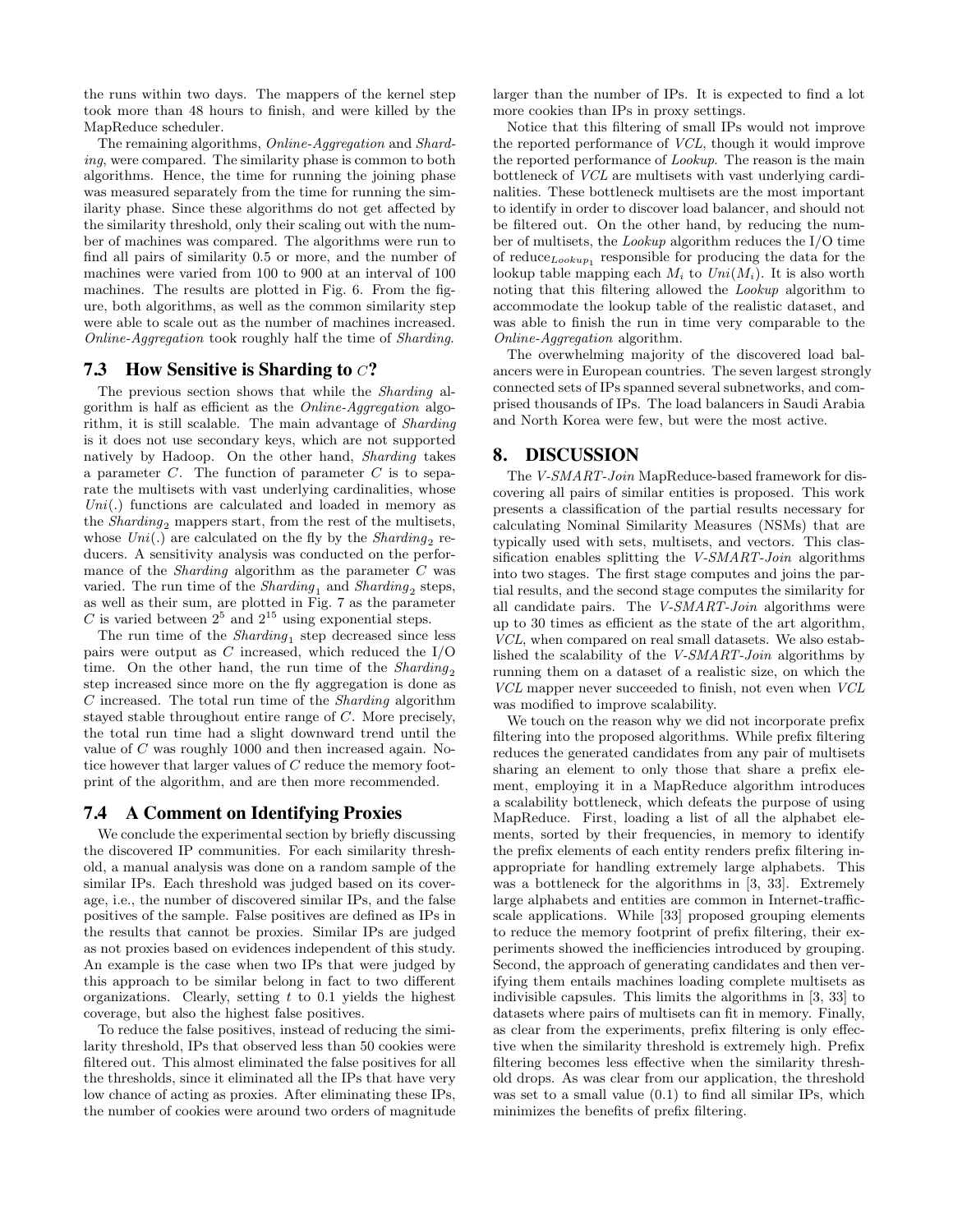the runs within two days. The mappers of the kernel step took more than 48 hours to finish, and were killed by the MapReduce scheduler.

The remaining algorithms, *Online-Aggregation* and *Sharding*, were compared. The similarity phase is common to both algorithms. Hence, the time for running the joining phase was measured separately from the time for running the similarity phase. Since these algorithms do not get affected by the similarity threshold, only their scaling out with the number of machines was compared. The algorithms were run to find all pairs of similarity 0.5 or more, and the number of machines were varied from 100 to 900 at an interval of 100 machines. The results are plotted in Fig. 6. From the figure, both algorithms, as well as the common similarity step were able to scale out as the number of machines increased. *Online-Aggregation* took roughly half the time of *Sharding*.

### 7.3 How Sensitive is Sharding to $C$?

The previous section shows that while the *Sharding* algorithm is half as efficient as the *Online-Aggregation* algorithm, it is still scalable. The main advantage of *Sharding* is it does not use secondary keys, which are not supported natively by Hadoop. On the other hand, *Sharding* takes a parameter $C$. The function of parameter $C$ is to separate the multisets with vast underlying cardinalities, whose $Uni(.)$ functions are calculated and loaded in memory as the $Sharding_2$ mappers start, from the rest of the multisets, whose $Uni(.)$ are calculated on the fly by the $Sharding_2$ reducers. A sensitivity analysis was conducted on the performance of the *Sharding* algorithm as the parameter $C$ was varied. The run time of the $Sharding_1$ and $Sharding_2$ steps, as well as their sum, are plotted in Fig. 7 as the parameter $C$ is varied between $2^5$ and $2^{15}$ using exponential steps.

The run time of the $Sharding_1$ step decreased since less pairs were output as $C$ increased, which reduced the I/O time. On the other hand, the run time of the $Sharding_2$ step increased since more on the fly aggregation is done as $C$ increased. The total run time of the *Sharding* algorithm stayed stable throughout entire range of $C$. More precisely, the total run time had a slight downward trend until the value of $C$ was roughly 1000 and then increased again. Notice however that larger values of $C$ reduce the memory footprint of the algorithm, and are then more recommended.

### 7.4 A Comment on Identifying Proxies

We conclude the experimental section by briefly discussing the discovered IP communities. For each similarity threshold, a manual analysis was done on a random sample of the similar IPs. Each threshold was judged based on its coverage, i.e., the number of discovered similar IPs, and the false positives of the sample. False positives are defined as IPs in the results that cannot be proxies. Similar IPs are judged as not proxies based on evidences independent of this study. An example is the case when two IPs that were judged by this approach to be similar belong in fact to two different organizations. Clearly, setting $t$ to 0.1 yields the highest coverage, but also the highest false positives.

To reduce the false positives, instead of reducing the similarity threshold, IPs that observed less than 50 cookies were filtered out. This almost eliminated the false positives for all the thresholds, since it eliminated all the IPs that have very low chance of acting as proxies. After eliminating these IPs, the number of cookies were around two orders of magnitude larger than the number of IPs. It is expected to find a lot more cookies than IPs in proxy settings.

Notice that this filtering of small IPs would not improve the reported performance of *VCL*, though it would improve the reported performance of *Lookup*. The reason is the main bottleneck of *VCL* are multisets with vast underlying cardinalities. These bottleneck multisets are the most important to identify in order to discover load balancer, and should not be filtered out. On the other hand, by reducing the number of multisets, the *Lookup* algorithm reduces the I/O time of $reduce_{Lookup_1}$ responsible for producing the data for the lookup table mapping each $M_i$ to $Uni(M_i)$. It is also worth noting that this filtering allowed the *Lookup* algorithm to accommodate the lookup table of the realistic dataset, and was able to finish the run in time very comparable to the *Online-Aggregation* algorithm.

The overwhelming majority of the discovered load balancers were in European countries. The seven largest strongly connected sets of IPs spanned several subnetworks, and comprised thousands of IPs. The load balancers in Saudi Arabia and North Korea were few, but were the most active.

## 8. DISCUSSION

The *V-SMART-Join* MapReduce-based framework for discovering all pairs of similar entities is proposed. This work presents a classification of the partial results necessary for calculating Nominal Similarity Measures (NSMs) that are typically used with sets, multisets, and vectors. This classification enables splitting the *V-SMART-Join* algorithms into two stages. The first stage computes and joins the partial results, and the second stage computes the similarity for all candidate pairs. The *V-SMART-Join* algorithms were up to 30 times as efficient as the state of the art algorithm, *VCL*, when compared on real small datasets. We also established the scalability of the *V-SMART-Join* algorithms by running them on a dataset of a realistic size, on which the *VCL* mapper never succeeded to finish, not even when *VCL* was modified to improve scalability.

We touch on the reason why we did not incorporate prefix filtering into the proposed algorithms. While prefix filtering reduces the generated candidates from any pair of multisets sharing an element to only those that share a prefix element, employing it in a MapReduce algorithm introduces a scalability bottleneck, which defeats the purpose of using MapReduce. First, loading a list of all the alphabet elements, sorted by their frequencies, in memory to identify the prefix elements of each entity renders prefix filtering inappropriate for handling extremely large alphabets. This was a bottleneck for the algorithms in [3, 33]. Extremely large alphabets and entities are common in Internet-traffic-scale applications. While [33] proposed grouping elements to reduce the memory footprint of prefix filtering, their experiments showed the inefficiencies introduced by grouping. Second, the approach of generating candidates and then verifying them entails machines loading complete multisets as indivisible capsules. This limits the algorithms in [3, 33] to datasets where pairs of multisets can fit in memory. Finally, as clear from the experiments, prefix filtering is only effective when the similarity threshold is extremely high. Prefix filtering becomes less effective when the similarity threshold drops. As was clear from our application, the threshold was set to a small value (0.1) to find all similar IPs, which minimizes the benefits of prefix filtering.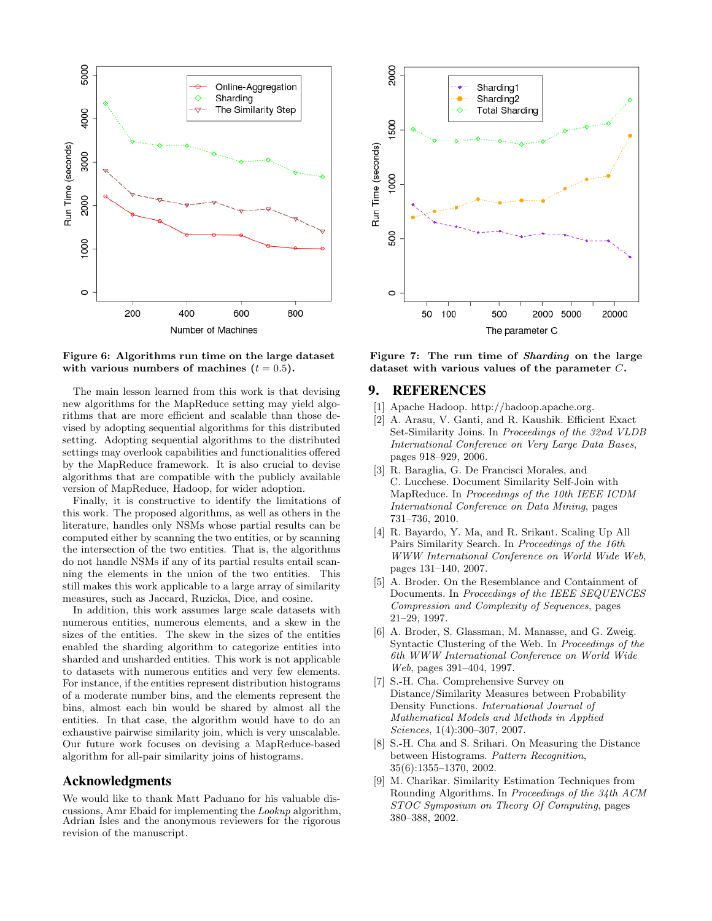Figure 6: Algorithms run time on the large dataset with various numbers of machines ($t = 0.5$).

Figure 7: The run time of *Sharding* on the large dataset with various values of the parameter $C$.

The main lesson learned from this work is that devising new algorithms for the MapReduce setting may yield algorithms that are more efficient and scalable than those devised by adopting sequential algorithms for this distributed setting. Adopting sequential algorithms to the distributed settings may overlook capabilities and functionalities offered by the MapReduce framework. It is also crucial to devise algorithms that are compatible with the publicly available version of MapReduce, Hadoop, for wider adoption.

Finally, it is constructive to identify the limitations of this work. The proposed algorithms, as well as others in the literature, handles only NSMs whose partial results can be computed either by scanning the two entities, or by scanning the intersection of the two entities. That is, the algorithms do not handle NSMs if any of its partial results entail scanning the elements in the union of the two entities. This still makes this work applicable to a large array of similarity measures, such as Jaccard, Ruzicka, Dice, and cosine.

In addition, this work assumes large scale datasets with numerous entities, numerous elements, and a skew in the sizes of the entities. The skew in the sizes of the entities enabled the sharding algorithm to categorize entities into sharded and unsharded entities. This work is not applicable to datasets with numerous entities and very few elements. For instance, if the entities represent distribution histograms of a moderate number bins, and the elements represent the bins, almost each bin would be shared by almost all the entities. In that case, the algorithm would have to do an exhaustive pairwise similarity join, which is very unscalable. Our future work focuses on devising a MapReduce-based algorithm for all-pair similarity joins of histograms.

## Acknowledgments

We would like to thank Matt Paduano for his valuable discussions, Amr Ebaid for implementing the *Lookup* algorithm, Adrian Isles and the anonymous reviewers for the rigorous revision of the manuscript.

# 9. REFERENCES

[1] Apache Hadoop. http://hadoop.apache.org.

[2] A. Arasu, V. Ganti, and R. Kaushik. Efficient Exact Set-Similarity Joins. In *Proceedings of the 32nd VLDB International Conference on Very Large Data Bases*, pages 918–929, 2006.

[3] R. Baraglia, G. De Francisci Morales, and C. Lucchese. Document Similarity Self-Join with MapReduce. In *Proceedings of the 10th IEEE ICDM International Conference on Data Mining*, pages 731–736, 2010.

[4] R. Bayardo, Y. Ma, and R. Srikant. Scaling Up All Pairs Similarity Search. In *Proceedings of the 16th WWW International Conference on World Wide Web*, pages 131–140, 2007.

[5] A. Broder. On the Resemblance and Containment of Documents. In *Proceedings of the IEEE SEQUENCES Compression and Complexity of Sequences*, pages 21–29, 1997.

[6] A. Broder, S. Glassman, M. Manasse, and G. Zweig. Syntactic Clustering of the Web. In *Proceedings of the 6th WWW International Conference on World Wide Web*, pages 391–404, 1997.

[7] S.-H. Cha. Comprehensive Survey on Distance/Similarity Measures between Probability Density Functions. *International Journal of Mathematical Models and Methods in Applied Sciences*, 1(4):300–307, 2007.

[8] S.-H. Cha and S. Srihari. On Measuring the Distance between Histograms. *Pattern Recognition*, 35(6):1355–1370, 2002.

[9] M. Charikar. Similarity Estimation Techniques from Rounding Algorithms. In *Proceedings of the 34th ACM STOC Symposium on Theory Of Computing*, pages 380–388, 2002.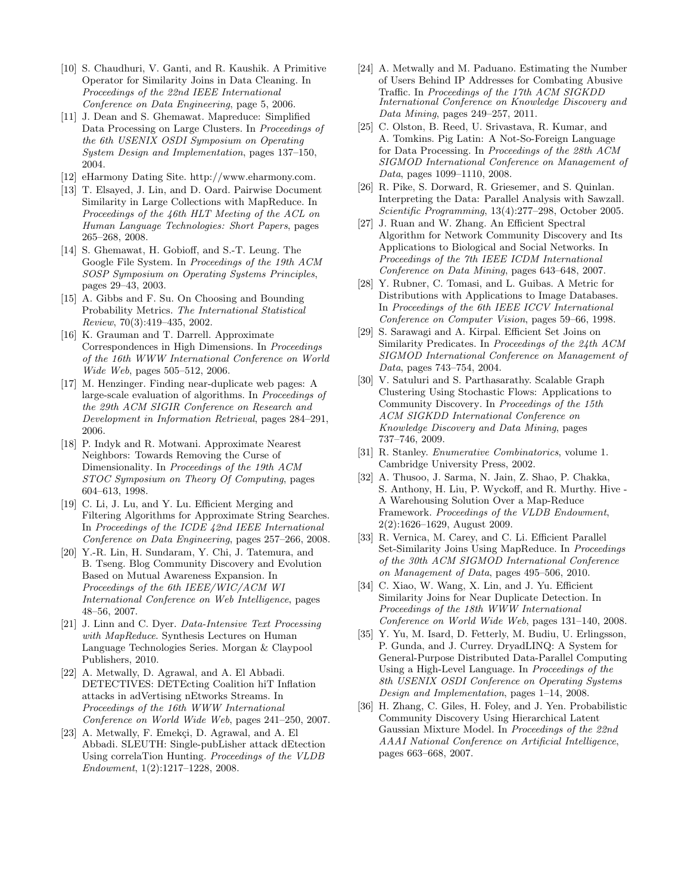[10] S. Chaudhuri, V. Ganti, and R. Kaushik. A Primitive Operator for Similarity Joins in Data Cleaning. In *Proceedings of the 22nd IEEE International Conference on Data Engineering*, page 5, 2006.

[11] J. Dean and S. Ghemawat. Mapreduce: Simplified Data Processing on Large Clusters. In *Proceedings of the 6th USENIX OSDI Symposium on Operating System Design and Implementation*, pages 137–150, 2004.

[12] eHarmony Dating Site. http://www.eharmony.com.

[13] T. Elsayed, J. Lin, and D. Oard. Pairwise Document Similarity in Large Collections with MapReduce. In *Proceedings of the 46th HLT Meeting of the ACL on Human Language Technologies: Short Papers*, pages 265–268, 2008.

[14] S. Ghemawat, H. Gobioff, and S.-T. Leung. The Google File System. In *Proceedings of the 19th ACM SOSP Symposium on Operating Systems Principles*, pages 29–43, 2003.

[15] A. Gibbs and F. Su. On Choosing and Bounding Probability Metrics. *The International Statistical Review*, 70(3):419–435, 2002.

[16] K. Grauman and T. Darrell. Approximate Correspondences in High Dimensions. In *Proceedings of the 16th WWW International Conference on World Wide Web*, pages 505–512, 2006.

[17] M. Henzinger. Finding near-duplicate web pages: A large-scale evaluation of algorithms. In *Proceedings of the 29th ACM SIGIR Conference on Research and Development in Information Retrieval*, pages 284–291, 2006.

[18] P. Indyk and R. Motwani. Approximate Nearest Neighbors: Towards Removing the Curse of Dimensionality. In *Proceedings of the 19th ACM STOC Symposium on Theory Of Computing*, pages 604–613, 1998.

[19] C. Li, J. Lu, and Y. Lu. Efficient Merging and Filtering Algorithms for Approximate String Searches. In *Proceedings of the ICDE 42nd IEEE International Conference on Data Engineering*, pages 257–266, 2008.

[20] Y.-R. Lin, H. Sundaram, Y. Chi, J. Tatemura, and B. Tseng. Blog Community Discovery and Evolution Based on Mutual Awareness Expansion. In *Proceedings of the 6th IEEE/WIC/ACM WI International Conference on Web Intelligence*, pages 48–56, 2007.

[21] J. Linn and C. Dyer. *Data-Intensive Text Processing with MapReduce*. Synthesis Lectures on Human Language Technologies Series. Morgan & Claypool Publishers, 2010.

[22] A. Metwally, D. Agrawal, and A. El Abbadi. DETECTIVES: DETEcting Coalition hiT Inflation attacks in adVertising nEtworks Streams. In *Proceedings of the 16th WWW International Conference on World Wide Web*, pages 241–250, 2007.

[23] A. Metwally, F. Emekçi, D. Agrawal, and A. El Abbadi. SLEUTH: Single-pubLisher attack dEtection Using correlaTion Hunting. *Proceedings of the VLDB Endowment*, 1(2):1217–1228, 2008.

[24] A. Metwally and M. Paduano. Estimating the Number of Users Behind IP Addresses for Combating Abusive Traffic. In *Proceedings of the 17th ACM SIGKDD International Conference on Knowledge Discovery and Data Mining*, pages 249–257, 2011.

[25] C. Olston, B. Reed, U. Srivastava, R. Kumar, and A. Tomkins. Pig Latin: A Not-So-Foreign Language for Data Processing. In *Proceedings of the 28th ACM SIGMOD International Conference on Management of Data*, pages 1099–1110, 2008.

[26] R. Pike, S. Dorward, R. Griesemer, and S. Quinlan. Interpreting the Data: Parallel Analysis with Sawzall. *Scientific Programming*, 13(4):277–298, October 2005.

[27] J. Ruan and W. Zhang. An Efficient Spectral Algorithm for Network Community Discovery and Its Applications to Biological and Social Networks. In *Proceedings of the 7th IEEE ICDM International Conference on Data Mining*, pages 643–648, 2007.

[28] Y. Rubner, C. Tomasi, and L. Guibas. A Metric for Distributions with Applications to Image Databases. In *Proceedings of the 6th IEEE ICCV International Conference on Computer Vision*, pages 59–66, 1998.

[29] S. Sarawagi and A. Kirpal. Efficient Set Joins on Similarity Predicates. In *Proceedings of the 24th ACM SIGMOD International Conference on Management of Data*, pages 743–754, 2004.

[30] V. Satuluri and S. Parthasarathy. Scalable Graph Clustering Using Stochastic Flows: Applications to Community Discovery. In *Proceedings of the 15th ACM SIGKDD International Conference on Knowledge Discovery and Data Mining*, pages 737–746, 2009.

[31] R. Stanley. *Enumerative Combinatorics*, volume 1. Cambridge University Press, 2002.

[32] A. Thusoo, J. Sarma, N. Jain, Z. Shao, P. Chakka, S. Anthony, H. Liu, P. Wyckoff, and R. Murthy. Hive - A Warehousing Solution Over a Map-Reduce Framework. *Proceedings of the VLDB Endowment*, 2(2):1626–1629, August 2009.

[33] R. Vernica, M. Carey, and C. Li. Efficient Parallel Set-Similarity Joins Using MapReduce. In *Proceedings of the 30th ACM SIGMOD International Conference on Management of Data*, pages 495–506, 2010.

[34] C. Xiao, W. Wang, X. Lin, and J. Yu. Efficient Similarity Joins for Near Duplicate Detection. In *Proceedings of the 18th WWW International Conference on World Wide Web*, pages 131–140, 2008.

[35] Y. Yu, M. Isard, D. Fetterly, M. Budiu, U. Erlingsson, P. Gunda, and J. Currey. DryadLINQ: A System for General-Purpose Distributed Data-Parallel Computing Using a High-Level Language. In *Proceedings of the 8th USENIX OSDI Conference on Operating Systems Design and Implementation*, pages 1–14, 2008.

[36] H. Zhang, C. Giles, H. Foley, and J. Yen. Probabilistic Community Discovery Using Hierarchical Latent Gaussian Mixture Model. In *Proceedings of the 22nd AAAI National Conference on Artificial Intelligence*, pages 663–668, 2007.